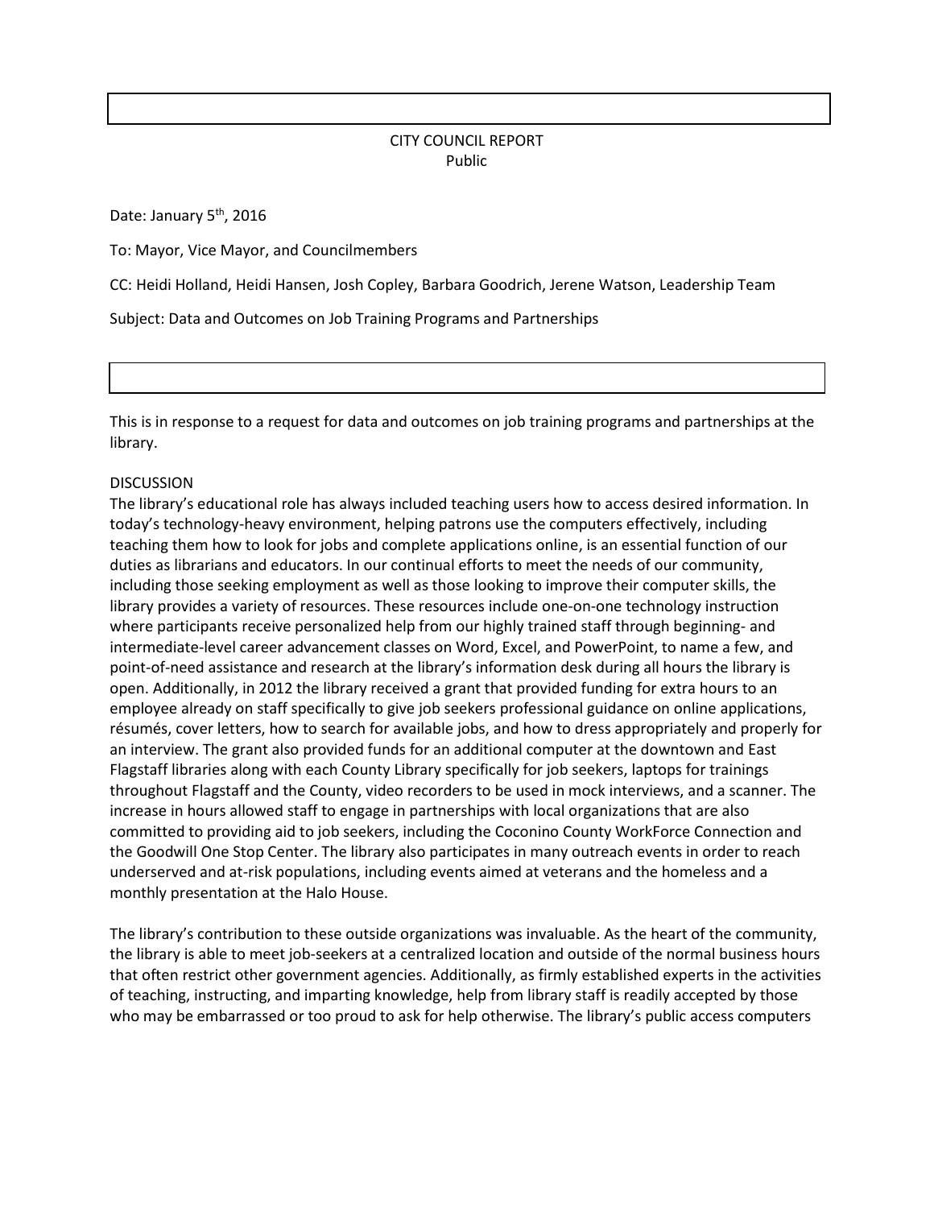CITY COUNCIL REPORT
Public

Date: January 5th, 2016

To: Mayor, Vice Mayor, and Councilmembers

CC: Heidi Holland, Heidi Hansen, Josh Copley, Barbara Goodrich, Jerene Watson, Leadership Team

Subject: Data and Outcomes on Job Training Programs and Partnerships

This is in response to a request for data and outcomes on job training programs and partnerships at the library.

DISCUSSION

The library's educational role has always included teaching users how to access desired information. In today's technology-heavy environment, helping patrons use the computers effectively, including teaching them how to look for jobs and complete applications online, is an essential function of our duties as librarians and educators. In our continual efforts to meet the needs of our community, including those seeking employment as well as those looking to improve their computer skills, the library provides a variety of resources. These resources include one-on-one technology instruction where participants receive personalized help from our highly trained staff through beginning- and intermediate-level career advancement classes on Word, Excel, and PowerPoint, to name a few, and point-of-need assistance and research at the library's information desk during all hours the library is open. Additionally, in 2012 the library received a grant that provided funding for extra hours to an employee already on staff specifically to give job seekers professional guidance on online applications, résumés, cover letters, how to search for available jobs, and how to dress appropriately and properly for an interview. The grant also provided funds for an additional computer at the downtown and East Flagstaff libraries along with each County Library specifically for job seekers, laptops for trainings throughout Flagstaff and the County, video recorders to be used in mock interviews, and a scanner. The increase in hours allowed staff to engage in partnerships with local organizations that are also committed to providing aid to job seekers, including the Coconino County WorkForce Connection and the Goodwill One Stop Center. The library also participates in many outreach events in order to reach underserved and at-risk populations, including events aimed at veterans and the homeless and a monthly presentation at the Halo House.

The library's contribution to these outside organizations was invaluable. As the heart of the community, the library is able to meet job-seekers at a centralized location and outside of the normal business hours that often restrict other government agencies. Additionally, as firmly established experts in the activities of teaching, instructing, and imparting knowledge, help from library staff is readily accepted by those who may be embarrassed or too proud to ask for help otherwise. The library's public access computers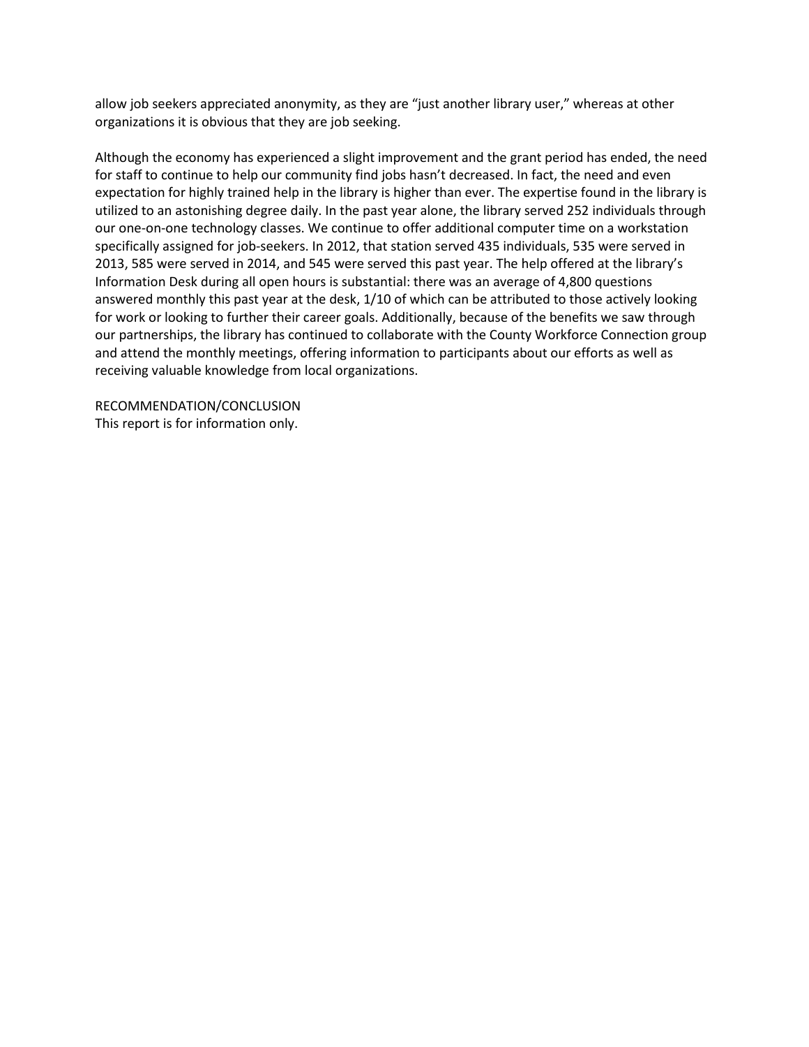allow job seekers appreciated anonymity, as they are "just another library user," whereas at other organizations it is obvious that they are job seeking.

Although the economy has experienced a slight improvement and the grant period has ended, the need for staff to continue to help our community find jobs hasn't decreased. In fact, the need and even expectation for highly trained help in the library is higher than ever. The expertise found in the library is utilized to an astonishing degree daily. In the past year alone, the library served 252 individuals through our one-on-one technology classes. We continue to offer additional computer time on a workstation specifically assigned for job-seekers. In 2012, that station served 435 individuals, 535 were served in 2013, 585 were served in 2014, and 545 were served this past year. The help offered at the library's Information Desk during all open hours is substantial: there was an average of 4,800 questions answered monthly this past year at the desk, 1/10 of which can be attributed to those actively looking for work or looking to further their career goals. Additionally, because of the benefits we saw through our partnerships, the library has continued to collaborate with the County Workforce Connection group and attend the monthly meetings, offering information to participants about our efforts as well as receiving valuable knowledge from local organizations.

RECOMMENDATION/CONCLUSION

This report is for information only.